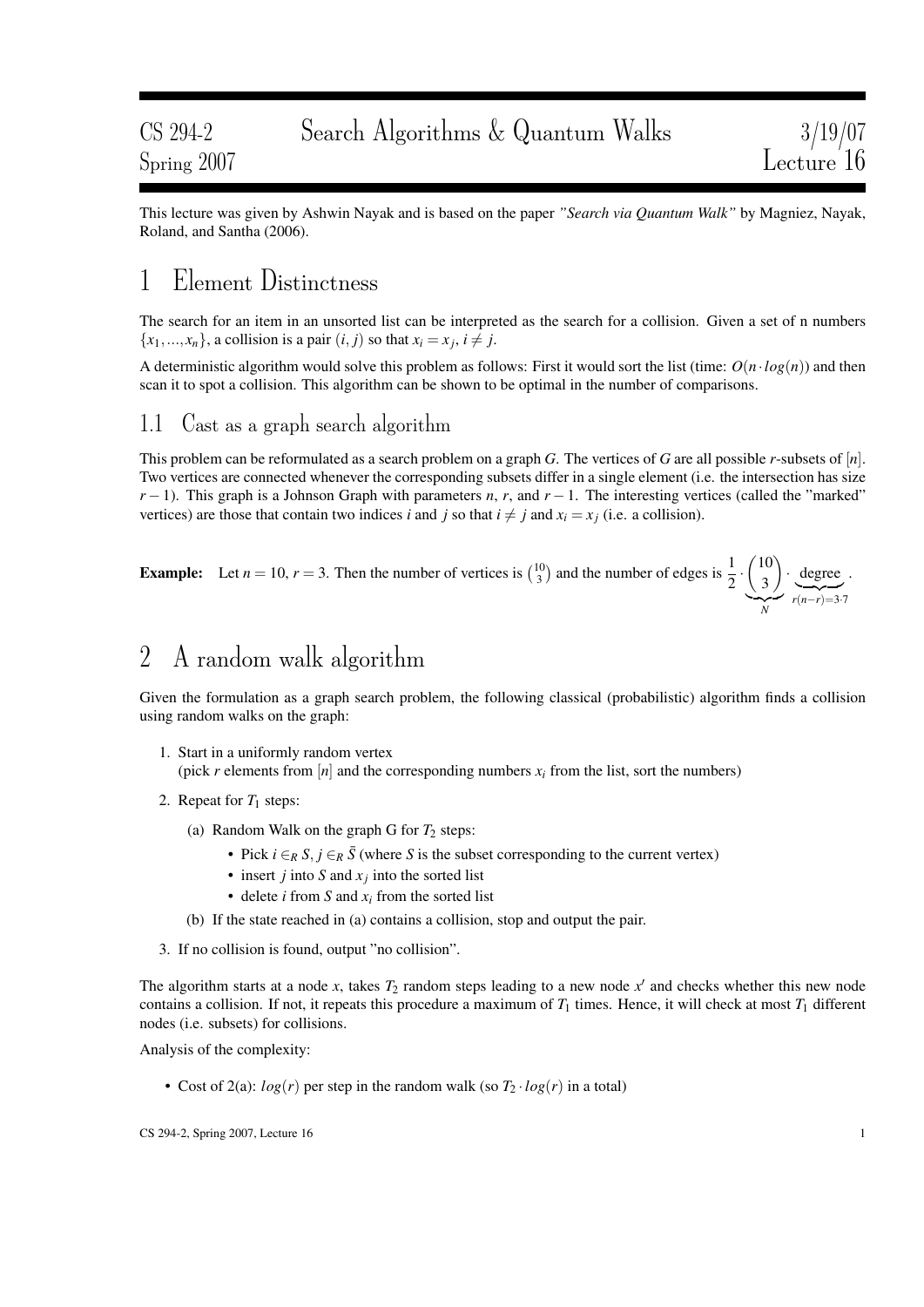CS 294-2 Spring 2007 — Search Algorithms & Quantum Walks — 3/19/07 — Lecture 16

This lecture was given by Ashwin Nayak and is based on the paper *"Search via Quantum Walk"* by Magniez, Nayak, Roland, and Santha (2006).

# 1 Element Distinctness

The search for an item in an unsorted list can be interpreted as the search for a collision. Given a set of n numbers $\{x_1, ..., x_n\}$, a collision is a pair $(i, j)$ so that $x_i = x_j$, $i \neq j$.

A deterministic algorithm would solve this problem as follows: First it would sort the list (time: $O(n \cdot log(n))$ and then scan it to spot a collision. This algorithm can be shown to be optimal in the number of comparisons.

## 1.1 Cast as a graph search algorithm

This problem can be reformulated as a search problem on a graph $G$. The vertices of $G$ are all possible $r$-subsets of $[n]$. Two vertices are connected whenever the corresponding subsets differ in a single element (i.e. the intersection has size $r-1$). This graph is a Johnson Graph with parameters $n$, $r$, and $r-1$. The interesting vertices (called the "marked" vertices) are those that contain two indices $i$ and $j$ so that $i \neq j$ and $x_i = x_j$ (i.e. a collision).

**Example:** Let $n = 10$, $r = 3$. Then the number of vertices is $\binom{10}{3}$ and the number of edges is $\frac{1}{2} \cdot \underbrace{\binom{10}{3}}_{N} \cdot \underbrace{\text{degree}}_{r(n-r)=3\cdot 7}$.

# 2 A random walk algorithm

Given the formulation as a graph search problem, the following classical (probabilistic) algorithm finds a collision using random walks on the graph:

1. Start in a uniformly random vertex
   (pick $r$ elements from $[n]$ and the corresponding numbers $x_i$ from the list, sort the numbers)
2. Repeat for $T_1$ steps:
   (a) Random Walk on the graph G for $T_2$ steps:
      - Pick $i \in_R S$, $j \in_R \bar{S}$ (where $S$ is the subset corresponding to the current vertex)
      - insert $j$ into $S$ and $x_j$ into the sorted list
      - delete $i$ from $S$ and $x_i$ from the sorted list

   (b) If the state reached in (a) contains a collision, stop and output the pair.
3. If no collision is found, output "no collision".

The algorithm starts at a node $x$, takes $T_2$ random steps leading to a new node $x'$ and checks whether this new node contains a collision. If not, it repeats this procedure a maximum of $T_1$ times. Hence, it will check at most $T_1$ different nodes (i.e. subsets) for collisions.

Analysis of the complexity:

- Cost of 2(a): $log(r)$ per step in the random walk (so $T_2 \cdot log(r)$ in a total)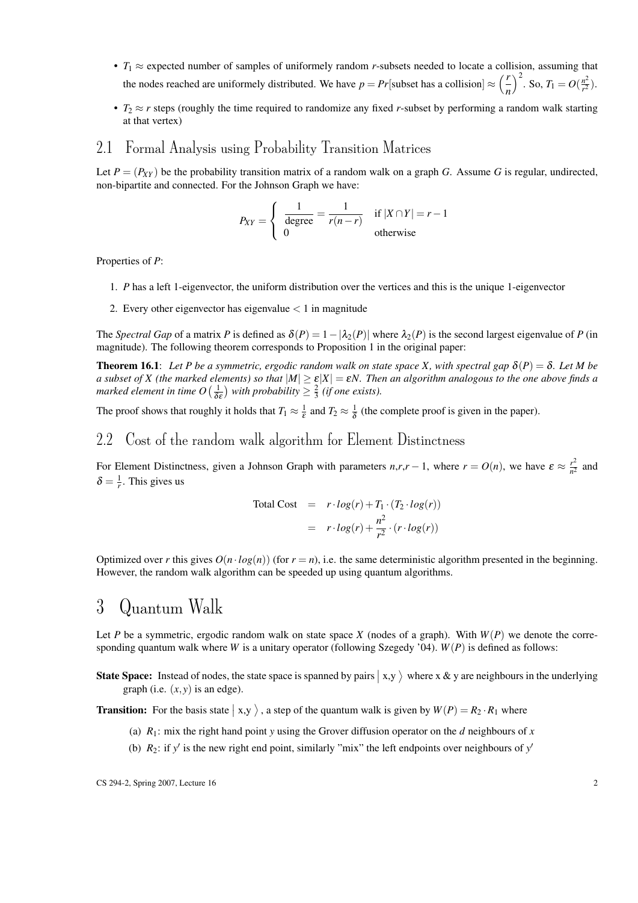- $T_1 \approx$ expected number of samples of uniformely random $r$-subsets needed to locate a collision, assuming that the nodes reached are uniformely distributed. We have $p = Pr[\text{subset has a collision}] \approx \left(\frac{r}{n}\right)^2$. So, $T_1 = O(\frac{n^2}{r^2})$.
- $T_2 \approx r$ steps (roughly the time required to randomize any fixed $r$-subset by performing a random walk starting at that vertex)

## 2.1 Formal Analysis using Probability Transition Matrices

Let $P = (P_{XY})$ be the probability transition matrix of a random walk on a graph $G$. Assume $G$ is regular, undirected, non-bipartite and connected. For the Johnson Graph we have:

$$P_{XY} = \begin{cases} \frac{1}{\text{degree}} = \frac{1}{r(n-r)} & \text{if } |X \cap Y| = r-1 \\ 0 & \text{otherwise} \end{cases}$$

Properties of $P$:

1. $P$ has a left 1-eigenvector, the uniform distribution over the vertices and this is the unique 1-eigenvector
2. Every other eigenvector has eigenvalue $< 1$ in magnitude

The *Spectral Gap* of a matrix $P$ is defined as $\delta(P) = 1 - |\lambda_2(P)|$ where $\lambda_2(P)$ is the second largest eigenvalue of $P$ (in magnitude). The following theorem corresponds to Proposition 1 in the original paper:

**Theorem 16.1**: *Let P be a symmetric, ergodic random walk on state space X, with spectral gap $\delta(P) = \delta$. Let M be a subset of X (the marked elements) so that $|M| \geq \varepsilon|X| = \varepsilon N$. Then an algorithm analogous to the one above finds a marked element in time $O\left(\frac{1}{\delta\varepsilon}\right)$ with probability $\geq \frac{2}{3}$ (if one exists).*

The proof shows that roughly it holds that $T_1 \approx \frac{1}{\varepsilon}$ and $T_2 \approx \frac{1}{\delta}$ (the complete proof is given in the paper).

## 2.2 Cost of the random walk algorithm for Element Distinctness

For Element Distinctness, given a Johnson Graph with parameters $n$,$r$,$r-1$, where $r = O(n)$, we have $\varepsilon \approx \frac{r^2}{n^2}$ and $\delta = \frac{1}{r}$. This gives us

$$\begin{aligned} \text{Total Cost} &= r \cdot log(r) + T_1 \cdot (T_2 \cdot log(r)) \\ &= r \cdot log(r) + \frac{n^2}{r^2} \cdot (r \cdot log(r)) \end{aligned}$$

Optimized over $r$ this gives $O(n \cdot log(n))$ (for $r = n$), i.e. the same deterministic algorithm presented in the beginning. However, the random walk algorithm can be speeded up using quantum algorithms.

# 3 Quantum Walk

Let $P$ be a symmetric, ergodic random walk on state space $X$ (nodes of a graph). With $W(P)$ we denote the corresponding quantum walk where $W$ is a unitary operator (following Szegedy '04). $W(P)$ is defined as follows:

**State Space:** Instead of nodes, the state space is spanned by pairs $\left| \text{x,y} \right\rangle$ where x & y are neighbours in the underlying graph (i.e. $(x, y)$ is an edge).

**Transition:** For the basis state $\left| \text{x,y} \right\rangle$, a step of the quantum walk is given by $W(P) = R_2 \cdot R_1$ where

(a) $R_1$: mix the right hand point $y$ using the Grover diffusion operator on the $d$ neighbours of $x$

(b) $R_2$: if $y'$ is the new right end point, similarly "mix" the left endpoints over neighbours of $y'$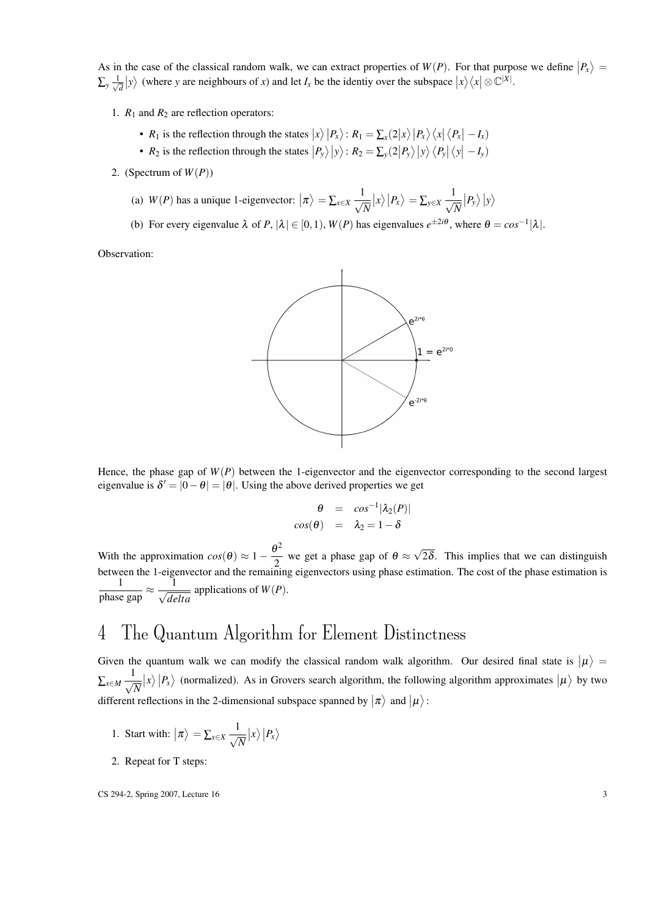As in the case of the classical random walk, we can extract properties of $W(P)$. For that purpose we define $|P_x\rangle = \sum_y \frac{1}{\sqrt{d}}|y\rangle$ (where $y$ are neighbours of $x$) and let $I_x$ be the identiy over the subspace $|x\rangle\langle x| \otimes \mathbb{C}^{|X|}$.

1. $R_1$ and $R_2$ are reflection operators:
   - $R_1$ is the reflection through the states $|x\rangle|P_x\rangle$: $R_1 = \sum_x (2|x\rangle|P_x\rangle\langle x|\langle P_x| - I_x)$
   - $R_2$ is the reflection through the states $|P_y\rangle|y\rangle$: $R_2 = \sum_y (2|P_y\rangle|y\rangle\langle P_y|\langle y| - I_y)$
2. (Spectrum of $W(P)$)
   (a) $W(P)$ has a unique 1-eigenvector: $|\pi\rangle = \sum_{x\in X} \frac{1}{\sqrt{N}}|x\rangle|P_x\rangle = \sum_{y\in X} \frac{1}{\sqrt{N}}|P_y\rangle|y\rangle$
   (b) For every eigenvalue $\lambda$ of $P$, $|\lambda| \in [0,1)$, $W(P)$ has eigenvalues $e^{\pm 2i\theta}$, where $\theta = cos^{-1}|\lambda|$.

Observation:

Hence, the phase gap of $W(P)$ between the 1-eigenvector and the eigenvector corresponding to the second largest eigenvalue is $\delta' = |0-\theta| = |\theta|$. Using the above derived properties we get

$$\theta = cos^{-1}|\lambda_2(P)|$$
$$cos(\theta) = \lambda_2 = 1-\delta$$

With the approximation $cos(\theta) \approx 1 - \frac{\theta^2}{2}$ we get a phase gap of $\theta \approx \sqrt{2\delta}$. This implies that we can distinguish between the 1-eigenvector and the remaining eigenvectors using phase estimation. The cost of the phase estimation is $\frac{1}{\text{phase gap}} \approx \frac{1}{\sqrt{delta}}$ applications of $W(P)$.

# 4 The Quantum Algorithm for Element Distinctness

Given the quantum walk we can modify the classical random walk algorithm. Our desired final state is $|\mu\rangle = \sum_{x\in M} \frac{1}{\sqrt{N}}|x\rangle|P_x\rangle$ (normalized). As in Grovers search algorithm, the following algorithm approximates $|\mu\rangle$ by two different reflections in the 2-dimensional subspace spanned by $|\pi\rangle$ and $|\mu\rangle$:

1. Start with: $|\pi\rangle = \sum_{x\in X} \frac{1}{\sqrt{N}}|x\rangle|P_x\rangle$
2. Repeat for T steps: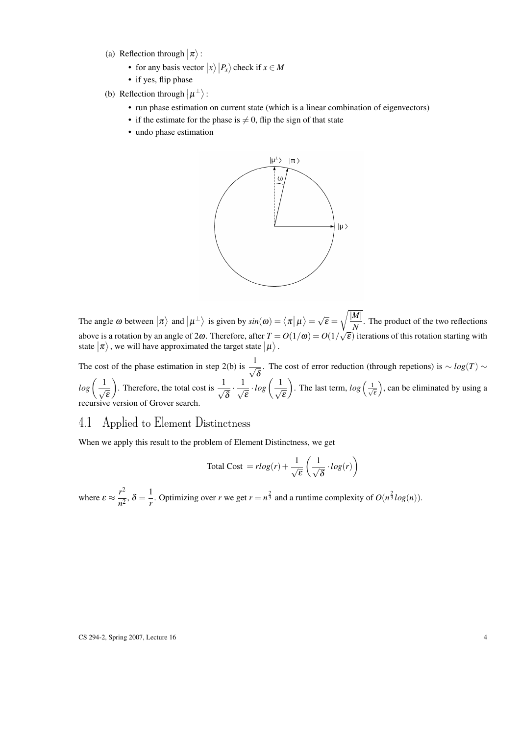(a) Reflection through $|\pi\rangle$:

- for any basis vector $|x\rangle |P_x\rangle$ check if $x \in M$
- if yes, flip phase

(b) Reflection through $|\mu^\perp\rangle$:

- run phase estimation on current state (which is a linear combination of eigenvectors)
- if the estimate for the phase is $\neq 0$, flip the sign of that state
- undo phase estimation

$|\mu^\perp\rangle$ $|\pi\rangle$

$\omega$

$|\mu\rangle$

The angle $\omega$ between $|\pi\rangle$ and $|\mu^\perp\rangle$ is given by $sin(\omega) = \langle \pi | \mu \rangle = \sqrt{\varepsilon} = \sqrt{\frac{|M|}{N}}$. The product of the two reflections above is a rotation by an angle of $2\omega$. Therefore, after $T = O(1/\omega) = O(1/\sqrt{\varepsilon})$ iterations of this rotation starting with state $|\pi\rangle$, we will have approximated the target state $|\mu\rangle$.

The cost of the phase estimation in step 2(b) is $\frac{1}{\sqrt{\delta}}$. The cost of error reduction (through repetions) is $\sim log(T) \sim log\left(\frac{1}{\sqrt{\varepsilon}}\right)$. Therefore, the total cost is $\frac{1}{\sqrt{\delta}} \cdot \frac{1}{\sqrt{\varepsilon}} \cdot log\left(\frac{1}{\sqrt{\varepsilon}}\right)$. The last term, $log\left(\frac{1}{\sqrt{\varepsilon}}\right)$, can be eliminated by using a recursive version of Grover search.

## 4.1 Applied to Element Distinctness

When we apply this result to the problem of Element Distinctness, we get

$$\text{Total Cost } = rlog(r) + \frac{1}{\sqrt{\varepsilon}}\left(\frac{1}{\sqrt{\delta}} \cdot log(r)\right)$$

where $\varepsilon \approx \frac{r^2}{n^2}$, $\delta = \frac{1}{r}$. Optimizing over $r$ we get $r = n^{\frac{2}{3}}$ and a runtime complexity of $O(n^{\frac{2}{3}} log(n))$.